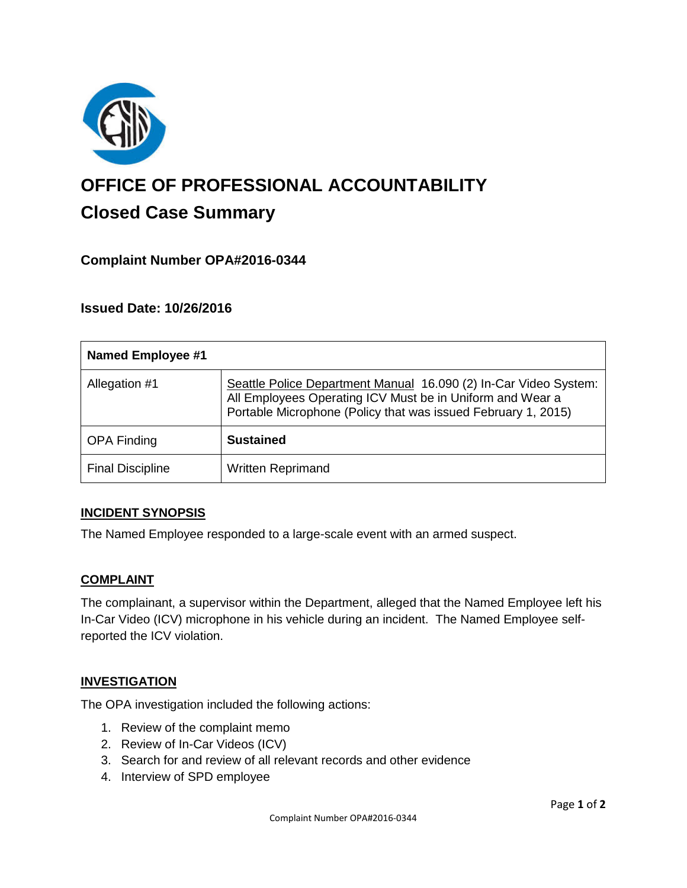# OFFICE OF PROFESSIONAL ACCOUNTABILITY

## Closed Case Summary

### Complaint Number OPA#2016-0344

### Issued Date: 10/26/2016

| Named Employee #1 | |
|---|---|
| Allegation #1 | Seattle Police Department Manual 16.090 (2) In-Car Video System: All Employees Operating ICV Must be in Uniform and Wear a Portable Microphone (Policy that was issued February 1, 2015) |
| OPA Finding | **Sustained** |
| Final Discipline | Written Reprimand |

**INCIDENT SYNOPSIS**

The Named Employee responded to a large-scale event with an armed suspect.

**COMPLAINT**

The complainant, a supervisor within the Department, alleged that the Named Employee left his In-Car Video (ICV) microphone in his vehicle during an incident. The Named Employee self-reported the ICV violation.

**INVESTIGATION**

The OPA investigation included the following actions:

1. Review of the complaint memo
2. Review of In-Car Videos (ICV)
3. Search for and review of all relevant records and other evidence
4. Interview of SPD employee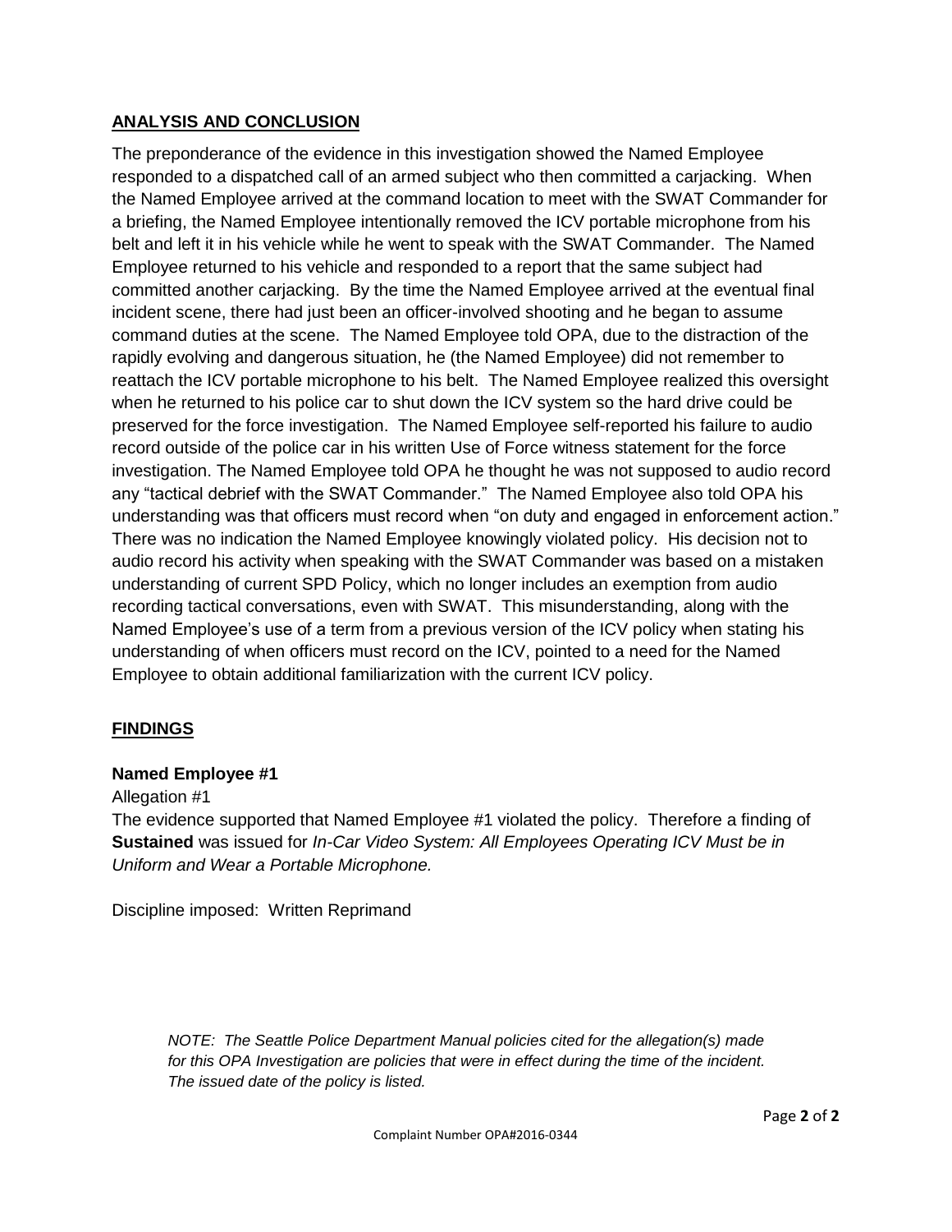## ANALYSIS AND CONCLUSION

The preponderance of the evidence in this investigation showed the Named Employee responded to a dispatched call of an armed subject who then committed a carjacking. When the Named Employee arrived at the command location to meet with the SWAT Commander for a briefing, the Named Employee intentionally removed the ICV portable microphone from his belt and left it in his vehicle while he went to speak with the SWAT Commander. The Named Employee returned to his vehicle and responded to a report that the same subject had committed another carjacking. By the time the Named Employee arrived at the eventual final incident scene, there had just been an officer-involved shooting and he began to assume command duties at the scene. The Named Employee told OPA, due to the distraction of the rapidly evolving and dangerous situation, he (the Named Employee) did not remember to reattach the ICV portable microphone to his belt. The Named Employee realized this oversight when he returned to his police car to shut down the ICV system so the hard drive could be preserved for the force investigation. The Named Employee self-reported his failure to audio record outside of the police car in his written Use of Force witness statement for the force investigation. The Named Employee told OPA he thought he was not supposed to audio record any "tactical debrief with the SWAT Commander." The Named Employee also told OPA his understanding was that officers must record when "on duty and engaged in enforcement action." There was no indication the Named Employee knowingly violated policy. His decision not to audio record his activity when speaking with the SWAT Commander was based on a mistaken understanding of current SPD Policy, which no longer includes an exemption from audio recording tactical conversations, even with SWAT. This misunderstanding, along with the Named Employee's use of a term from a previous version of the ICV policy when stating his understanding of when officers must record on the ICV, pointed to a need for the Named Employee to obtain additional familiarization with the current ICV policy.

## FINDINGS

### Named Employee #1

Allegation #1

The evidence supported that Named Employee #1 violated the policy. Therefore a finding of **Sustained** was issued for *In-Car Video System: All Employees Operating ICV Must be in Uniform and Wear a Portable Microphone.*

Discipline imposed: Written Reprimand

*NOTE: The Seattle Police Department Manual policies cited for the allegation(s) made for this OPA Investigation are policies that were in effect during the time of the incident. The issued date of the policy is listed.*

Complaint Number OPA#2016-0344